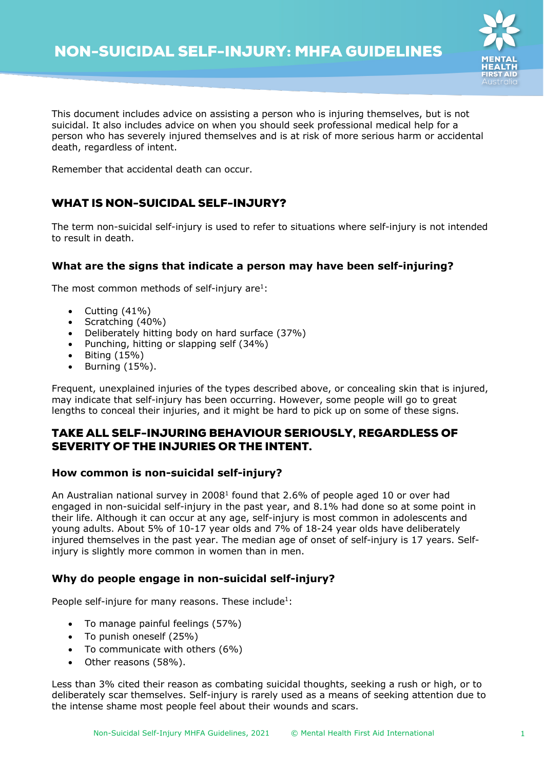# NON-SUICIDAL SELF-INJURY: MHFA GUIDELINES

This document includes advice on assisting a person who is injuring themselves, but is not suicidal. It also includes advice on when you should seek professional medical help for a person who has severely injured themselves and is at risk of more serious harm or accidental death, regardless of intent.

Remember that accidental death can occur.

## WHAT IS NON-SUICIDAL SELF-INJURY?

The term non-suicidal self-injury is used to refer to situations where self-injury is not intended to result in death.

### What are the signs that indicate a person may have been self-injuring?

The most common methods of self-injury are[1]:

- Cutting (41%)
- Scratching (40%)
- Deliberately hitting body on hard surface (37%)
- Punching, hitting or slapping self (34%)
- Biting (15%)
- Burning (15%).

Frequent, unexplained injuries of the types described above, or concealing skin that is injured, may indicate that self-injury has been occurring. However, some people will go to great lengths to conceal their injuries, and it might be hard to pick up on some of these signs.

## TAKE ALL SELF-INJURING BEHAVIOUR SERIOUSLY, REGARDLESS OF SEVERITY OF THE INJURIES OR THE INTENT.

### How common is non-suicidal self-injury?

An Australian national survey in 2008[1] found that 2.6% of people aged 10 or over had engaged in non-suicidal self-injury in the past year, and 8.1% had done so at some point in their life. Although it can occur at any age, self-injury is most common in adolescents and young adults. About 5% of 10-17 year olds and 7% of 18-24 year olds have deliberately injured themselves in the past year. The median age of onset of self-injury is 17 years. Self-injury is slightly more common in women than in men.

### Why do people engage in non-suicidal self-injury?

People self-injure for many reasons. These include[1]:

- To manage painful feelings (57%)
- To punish oneself (25%)
- To communicate with others (6%)
- Other reasons (58%).

Less than 3% cited their reason as combating suicidal thoughts, seeking a rush or high, or to deliberately scar themselves. Self-injury is rarely used as a means of seeking attention due to the intense shame most people feel about their wounds and scars.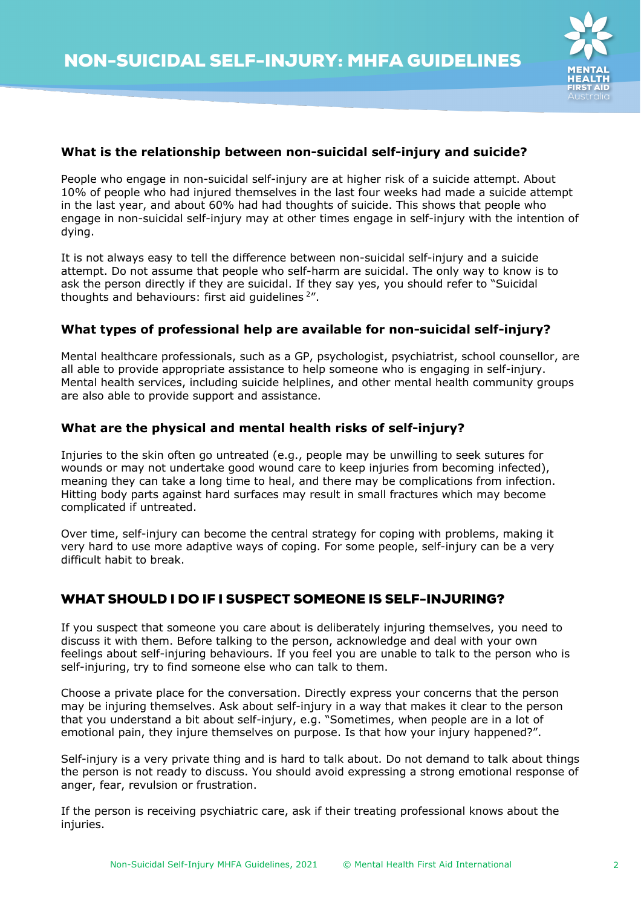### What is the relationship between non-suicidal self-injury and suicide?

People who engage in non-suicidal self-injury are at higher risk of a suicide attempt. About 10% of people who had injured themselves in the last four weeks had made a suicide attempt in the last year, and about 60% had had thoughts of suicide. This shows that people who engage in non-suicidal self-injury may at other times engage in self-injury with the intention of dying.

It is not always easy to tell the difference between non-suicidal self-injury and a suicide attempt. Do not assume that people who self-harm are suicidal. The only way to know is to ask the person directly if they are suicidal. If they say yes, you should refer to "Suicidal thoughts and behaviours: first aid guidelines [2]".

### What types of professional help are available for non-suicidal self-injury?

Mental healthcare professionals, such as a GP, psychologist, psychiatrist, school counsellor, are all able to provide appropriate assistance to help someone who is engaging in self-injury. Mental health services, including suicide helplines, and other mental health community groups are also able to provide support and assistance.

### What are the physical and mental health risks of self-injury?

Injuries to the skin often go untreated (e.g., people may be unwilling to seek sutures for wounds or may not undertake good wound care to keep injuries from becoming infected), meaning they can take a long time to heal, and there may be complications from infection. Hitting body parts against hard surfaces may result in small fractures which may become complicated if untreated.

Over time, self-injury can become the central strategy for coping with problems, making it very hard to use more adaptive ways of coping. For some people, self-injury can be a very difficult habit to break.

## WHAT SHOULD I DO IF I SUSPECT SOMEONE IS SELF-INJURING?

If you suspect that someone you care about is deliberately injuring themselves, you need to discuss it with them. Before talking to the person, acknowledge and deal with your own feelings about self-injuring behaviours. If you feel you are unable to talk to the person who is self-injuring, try to find someone else who can talk to them.

Choose a private place for the conversation. Directly express your concerns that the person may be injuring themselves. Ask about self-injury in a way that makes it clear to the person that you understand a bit about self-injury, e.g. "Sometimes, when people are in a lot of emotional pain, they injure themselves on purpose. Is that how your injury happened?".

Self-injury is a very private thing and is hard to talk about. Do not demand to talk about things the person is not ready to discuss. You should avoid expressing a strong emotional response of anger, fear, revulsion or frustration.

If the person is receiving psychiatric care, ask if their treating professional knows about the injuries.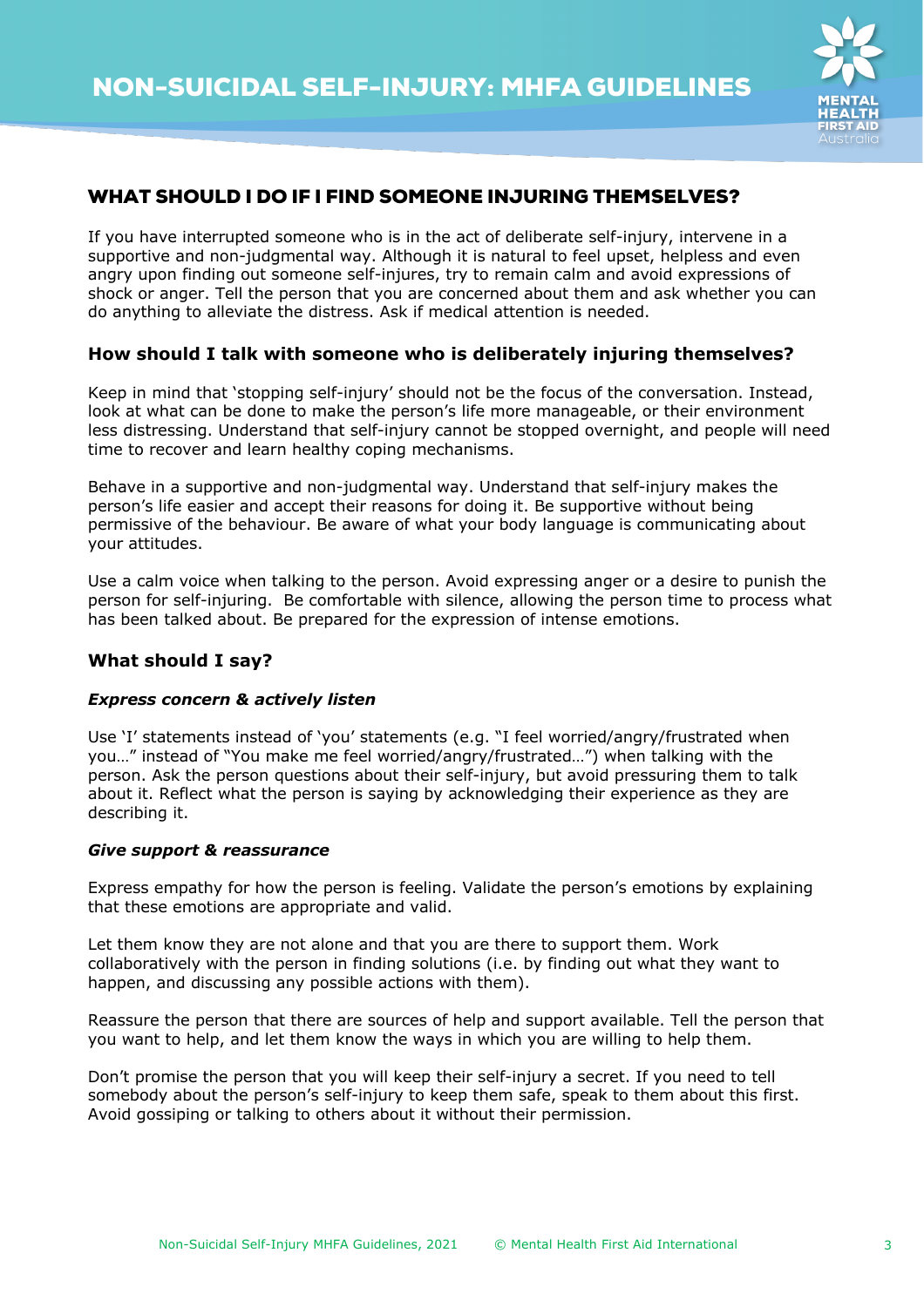## WHAT SHOULD I DO IF I FIND SOMEONE INJURING THEMSELVES?

If you have interrupted someone who is in the act of deliberate self-injury, intervene in a supportive and non-judgmental way. Although it is natural to feel upset, helpless and even angry upon finding out someone self-injures, try to remain calm and avoid expressions of shock or anger. Tell the person that you are concerned about them and ask whether you can do anything to alleviate the distress. Ask if medical attention is needed.

### How should I talk with someone who is deliberately injuring themselves?

Keep in mind that 'stopping self-injury' should not be the focus of the conversation. Instead, look at what can be done to make the person's life more manageable, or their environment less distressing. Understand that self-injury cannot be stopped overnight, and people will need time to recover and learn healthy coping mechanisms.

Behave in a supportive and non-judgmental way. Understand that self-injury makes the person's life easier and accept their reasons for doing it. Be supportive without being permissive of the behaviour. Be aware of what your body language is communicating about your attitudes.

Use a calm voice when talking to the person. Avoid expressing anger or a desire to punish the person for self-injuring. Be comfortable with silence, allowing the person time to process what has been talked about. Be prepared for the expression of intense emotions.

### What should I say?

#### *Express concern & actively listen*

Use 'I' statements instead of 'you' statements (e.g. "I feel worried/angry/frustrated when you…" instead of "You make me feel worried/angry/frustrated…") when talking with the person. Ask the person questions about their self-injury, but avoid pressuring them to talk about it. Reflect what the person is saying by acknowledging their experience as they are describing it.

#### *Give support & reassurance*

Express empathy for how the person is feeling. Validate the person's emotions by explaining that these emotions are appropriate and valid.

Let them know they are not alone and that you are there to support them. Work collaboratively with the person in finding solutions (i.e. by finding out what they want to happen, and discussing any possible actions with them).

Reassure the person that there are sources of help and support available. Tell the person that you want to help, and let them know the ways in which you are willing to help them.

Don't promise the person that you will keep their self-injury a secret. If you need to tell somebody about the person's self-injury to keep them safe, speak to them about this first. Avoid gossiping or talking to others about it without their permission.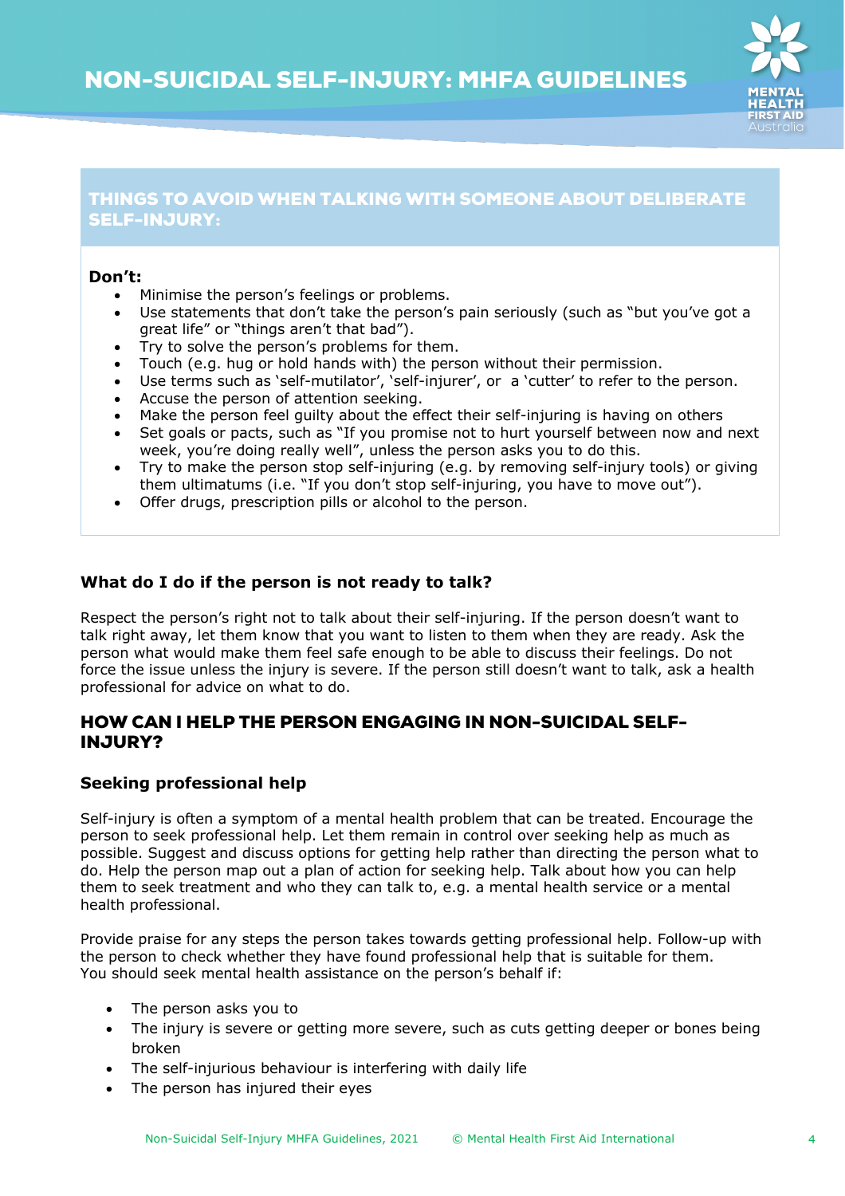## THINGS TO AVOID WHEN TALKING WITH SOMEONE ABOUT DELIBERATE SELF-INJURY:

**Don't:**

- Minimise the person's feelings or problems.
- Use statements that don't take the person's pain seriously (such as "but you've got a great life" or "things aren't that bad").
- Try to solve the person's problems for them.
- Touch (e.g. hug or hold hands with) the person without their permission.
- Use terms such as 'self-mutilator', 'self-injurer', or a 'cutter' to refer to the person.
- Accuse the person of attention seeking.
- Make the person feel guilty about the effect their self-injuring is having on others
- Set goals or pacts, such as "If you promise not to hurt yourself between now and next week, you're doing really well", unless the person asks you to do this.
- Try to make the person stop self-injuring (e.g. by removing self-injury tools) or giving them ultimatums (i.e. "If you don't stop self-injuring, you have to move out").
- Offer drugs, prescription pills or alcohol to the person.

### What do I do if the person is not ready to talk?

Respect the person's right not to talk about their self-injuring. If the person doesn't want to talk right away, let them know that you want to listen to them when they are ready. Ask the person what would make them feel safe enough to be able to discuss their feelings. Do not force the issue unless the injury is severe. If the person still doesn't want to talk, ask a health professional for advice on what to do.

## HOW CAN I HELP THE PERSON ENGAGING IN NON-SUICIDAL SELF-INJURY?

### Seeking professional help

Self-injury is often a symptom of a mental health problem that can be treated. Encourage the person to seek professional help. Let them remain in control over seeking help as much as possible. Suggest and discuss options for getting help rather than directing the person what to do. Help the person map out a plan of action for seeking help. Talk about how you can help them to seek treatment and who they can talk to, e.g. a mental health service or a mental health professional.

Provide praise for any steps the person takes towards getting professional help. Follow-up with the person to check whether they have found professional help that is suitable for them. You should seek mental health assistance on the person's behalf if:

- The person asks you to
- The injury is severe or getting more severe, such as cuts getting deeper or bones being broken
- The self-injurious behaviour is interfering with daily life
- The person has injured their eyes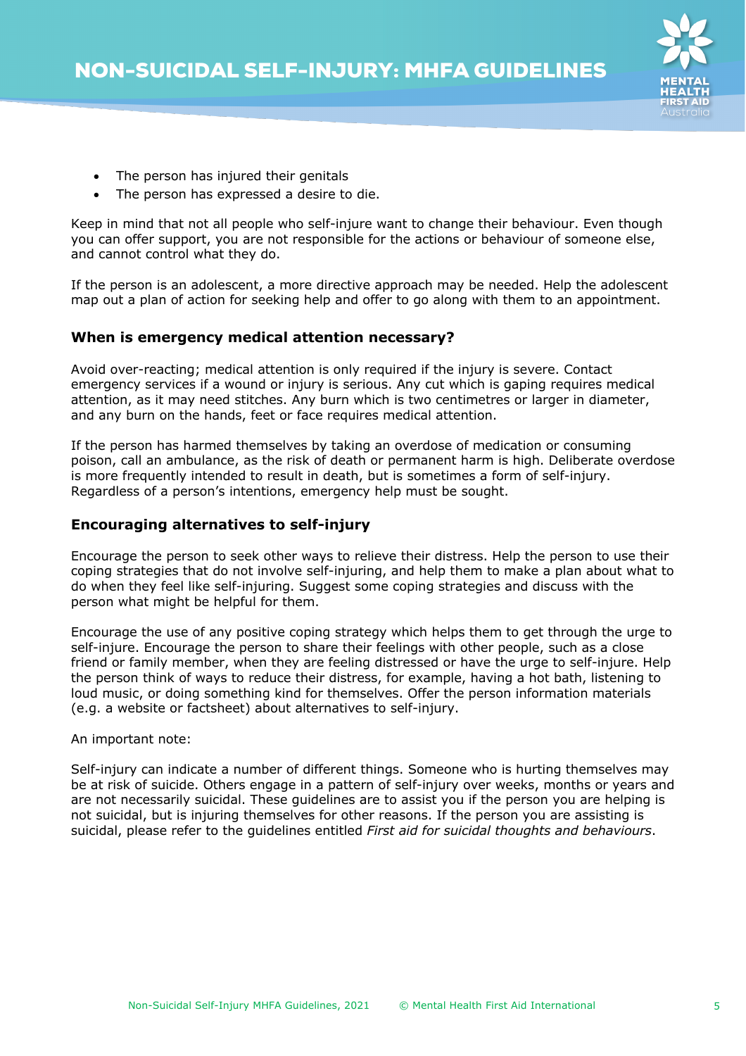- The person has injured their genitals
- The person has expressed a desire to die.

Keep in mind that not all people who self-injure want to change their behaviour. Even though you can offer support, you are not responsible for the actions or behaviour of someone else, and cannot control what they do.

If the person is an adolescent, a more directive approach may be needed. Help the adolescent map out a plan of action for seeking help and offer to go along with them to an appointment.

### When is emergency medical attention necessary?

Avoid over-reacting; medical attention is only required if the injury is severe. Contact emergency services if a wound or injury is serious. Any cut which is gaping requires medical attention, as it may need stitches. Any burn which is two centimetres or larger in diameter, and any burn on the hands, feet or face requires medical attention.

If the person has harmed themselves by taking an overdose of medication or consuming poison, call an ambulance, as the risk of death or permanent harm is high. Deliberate overdose is more frequently intended to result in death, but is sometimes a form of self-injury. Regardless of a person's intentions, emergency help must be sought.

### Encouraging alternatives to self-injury

Encourage the person to seek other ways to relieve their distress. Help the person to use their coping strategies that do not involve self-injuring, and help them to make a plan about what to do when they feel like self-injuring. Suggest some coping strategies and discuss with the person what might be helpful for them.

Encourage the use of any positive coping strategy which helps them to get through the urge to self-injure. Encourage the person to share their feelings with other people, such as a close friend or family member, when they are feeling distressed or have the urge to self-injure. Help the person think of ways to reduce their distress, for example, having a hot bath, listening to loud music, or doing something kind for themselves. Offer the person information materials (e.g. a website or factsheet) about alternatives to self-injury.

An important note:

Self-injury can indicate a number of different things. Someone who is hurting themselves may be at risk of suicide. Others engage in a pattern of self-injury over weeks, months or years and are not necessarily suicidal. These guidelines are to assist you if the person you are helping is not suicidal, but is injuring themselves for other reasons. If the person you are assisting is suicidal, please refer to the guidelines entitled *First aid for suicidal thoughts and behaviours*.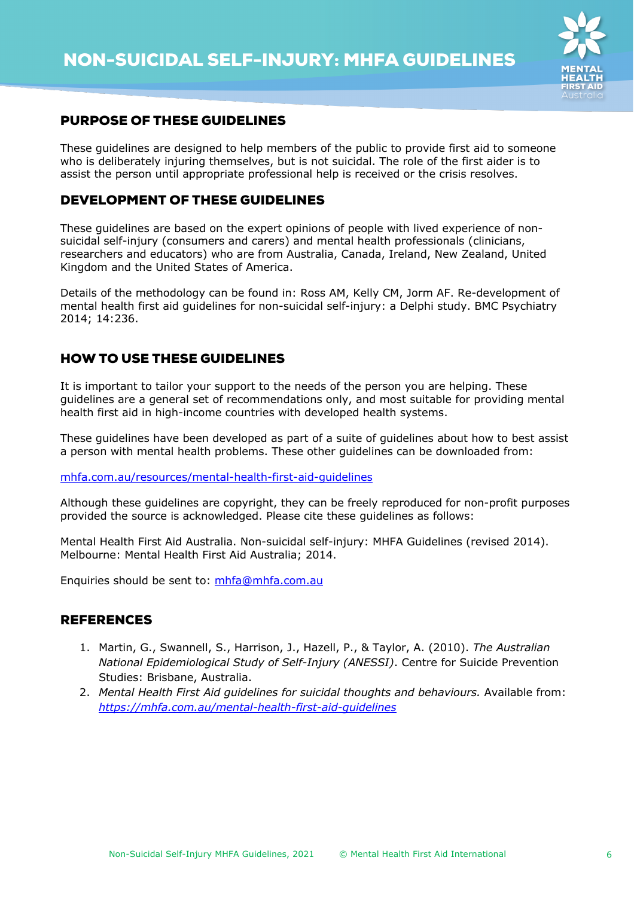# NON-SUICIDAL SELF-INJURY: MHFA GUIDELINES

## PURPOSE OF THESE GUIDELINES

These guidelines are designed to help members of the public to provide first aid to someone who is deliberately injuring themselves, but is not suicidal. The role of the first aider is to assist the person until appropriate professional help is received or the crisis resolves.

## DEVELOPMENT OF THESE GUIDELINES

These guidelines are based on the expert opinions of people with lived experience of non-suicidal self-injury (consumers and carers) and mental health professionals (clinicians, researchers and educators) who are from Australia, Canada, Ireland, New Zealand, United Kingdom and the United States of America.

Details of the methodology can be found in: Ross AM, Kelly CM, Jorm AF. Re-development of mental health first aid guidelines for non-suicidal self-injury: a Delphi study. BMC Psychiatry 2014; 14:236.

## HOW TO USE THESE GUIDELINES

It is important to tailor your support to the needs of the person you are helping. These guidelines are a general set of recommendations only, and most suitable for providing mental health first aid in high-income countries with developed health systems.

These guidelines have been developed as part of a suite of guidelines about how to best assist a person with mental health problems. These other guidelines can be downloaded from:

[mhfa.com.au/resources/mental-health-first-aid-guidelines](mhfa.com.au/resources/mental-health-first-aid-guidelines)

Although these guidelines are copyright, they can be freely reproduced for non-profit purposes provided the source is acknowledged. Please cite these guidelines as follows:

Mental Health First Aid Australia. Non-suicidal self-injury: MHFA Guidelines (revised 2014). Melbourne: Mental Health First Aid Australia; 2014.

Enquiries should be sent to: [mhfa@mhfa.com.au](mailto:mhfa@mhfa.com.au)

## REFERENCES

1. Martin, G., Swannell, S., Harrison, J., Hazell, P., & Taylor, A. (2010). *The Australian National Epidemiological Study of Self-Injury (ANESSI)*. Centre for Suicide Prevention Studies: Brisbane, Australia.
2. *Mental Health First Aid guidelines for suicidal thoughts and behaviours.* Available from: [*https://mhfa.com.au/mental-health-first-aid-guidelines*](https://mhfa.com.au/mental-health-first-aid-guidelines)